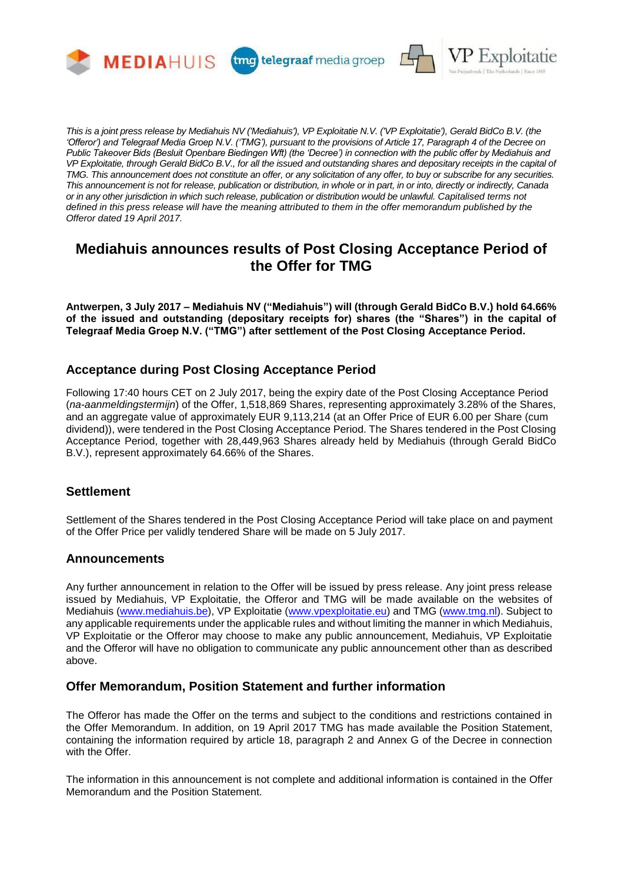*This is a joint press release by Mediahuis NV ('Mediahuis'), VP Exploitatie N.V. ('VP Exploitatie'), Gerald BidCo B.V. (the 'Offeror') and Telegraaf Media Groep N.V. ('TMG'), pursuant to the provisions of Article 17, Paragraph 4 of the Decree on Public Takeover Bids (Besluit Openbare Biedingen Wft) (the 'Decree') in connection with the public offer by Mediahuis and VP Exploitatie, through Gerald BidCo B.V., for all the issued and outstanding shares and depositary receipts in the capital of TMG. This announcement does not constitute an offer, or any solicitation of any offer, to buy or subscribe for any securities. This announcement is not for release, publication or distribution, in whole or in part, in or into, directly or indirectly, Canada or in any other jurisdiction in which such release, publication or distribution would be unlawful. Capitalised terms not defined in this press release will have the meaning attributed to them in the offer memorandum published by the Offeror dated 19 April 2017.*

# Mediahuis announces results of Post Closing Acceptance Period of the Offer for TMG

**Antwerpen, 3 July 2017 – Mediahuis NV ("Mediahuis") will (through Gerald BidCo B.V.) hold 64.66% of the issued and outstanding (depositary receipts for) shares (the "Shares") in the capital of Telegraaf Media Groep N.V. ("TMG") after settlement of the Post Closing Acceptance Period.**

## Acceptance during Post Closing Acceptance Period

Following 17:40 hours CET on 2 July 2017, being the expiry date of the Post Closing Acceptance Period (*na-aanmeldingstermijn*) of the Offer, 1,518,869 Shares, representing approximately 3.28% of the Shares, and an aggregate value of approximately EUR 9,113,214 (at an Offer Price of EUR 6.00 per Share (cum dividend)), were tendered in the Post Closing Acceptance Period. The Shares tendered in the Post Closing Acceptance Period, together with 28,449,963 Shares already held by Mediahuis (through Gerald BidCo B.V.), represent approximately 64.66% of the Shares.

## Settlement

Settlement of the Shares tendered in the Post Closing Acceptance Period will take place on and payment of the Offer Price per validly tendered Share will be made on 5 July 2017.

## Announcements

Any further announcement in relation to the Offer will be issued by press release. Any joint press release issued by Mediahuis, VP Exploitatie, the Offeror and TMG will be made available on the websites of Mediahuis (www.mediahuis.be), VP Exploitatie (www.vpexploitatie.eu) and TMG (www.tmg.nl). Subject to any applicable requirements under the applicable rules and without limiting the manner in which Mediahuis, VP Exploitatie or the Offeror may choose to make any public announcement, Mediahuis, VP Exploitatie and the Offeror will have no obligation to communicate any public announcement other than as described above.

## Offer Memorandum, Position Statement and further information

The Offeror has made the Offer on the terms and subject to the conditions and restrictions contained in the Offer Memorandum. In addition, on 19 April 2017 TMG has made available the Position Statement, containing the information required by article 18, paragraph 2 and Annex G of the Decree in connection with the Offer.

The information in this announcement is not complete and additional information is contained in the Offer Memorandum and the Position Statement.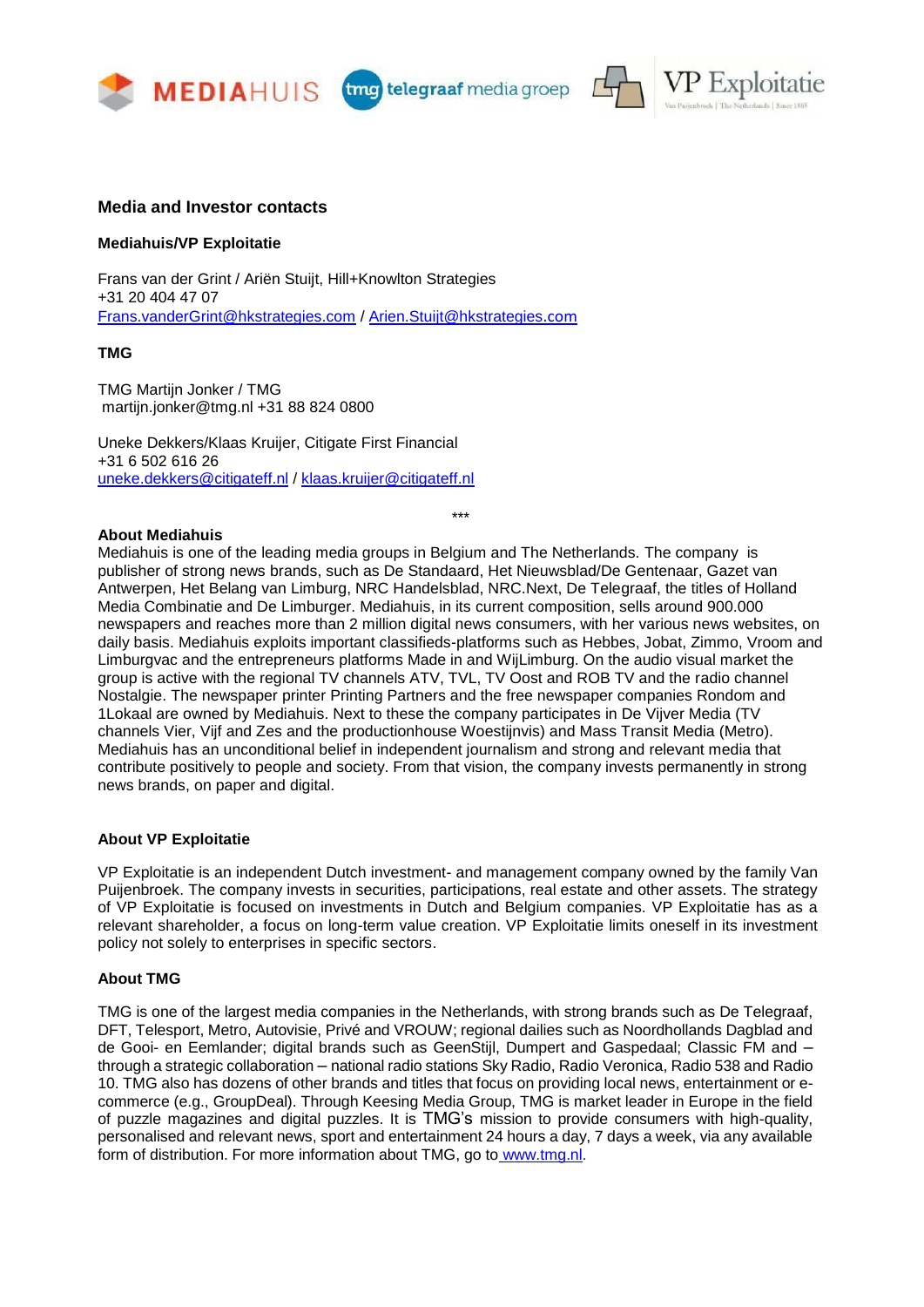## Media and Investor contacts

### Mediahuis/VP Exploitatie

Frans van der Grint / Ariën Stuijt, Hill+Knowlton Strategies
+31 20 404 47 07
Frans.vanderGrint@hkstrategies.com / Arien.Stuijt@hkstrategies.com

### TMG

TMG Martijn Jonker / TMG
martijn.jonker@tmg.nl +31 88 824 0800

Uneke Dekkers/Klaas Kruijer, Citigate First Financial
+31 6 502 616 26
uneke.dekkers@citigateff.nl / klaas.kruijer@citigateff.nl

***

### About Mediahuis

Mediahuis is one of the leading media groups in Belgium and The Netherlands. The company is publisher of strong news brands, such as De Standaard, Het Nieuwsblad/De Gentenaar, Gazet van Antwerpen, Het Belang van Limburg, NRC Handelsblad, NRC.Next, De Telegraaf, the titles of Holland Media Combinatie and De Limburger. Mediahuis, in its current composition, sells around 900.000 newspapers and reaches more than 2 million digital news consumers, with her various news websites, on daily basis. Mediahuis exploits important classifieds-platforms such as Hebbes, Jobat, Zimmo, Vroom and Limburgvac and the entrepreneurs platforms Made in and WijLimburg. On the audio visual market the group is active with the regional TV channels ATV, TVL, TV Oost and ROB TV and the radio channel Nostalgie. The newspaper printer Printing Partners and the free newspaper companies Rondom and 1Lokaal are owned by Mediahuis. Next to these the company participates in De Vijver Media (TV channels Vier, Vijf and Zes and the productionhouse Woestijnvis) and Mass Transit Media (Metro). Mediahuis has an unconditional belief in independent journalism and strong and relevant media that contribute positively to people and society. From that vision, the company invests permanently in strong news brands, on paper and digital.

### About VP Exploitatie

VP Exploitatie is an independent Dutch investment- and management company owned by the family Van Puijenbroek. The company invests in securities, participations, real estate and other assets. The strategy of VP Exploitatie is focused on investments in Dutch and Belgium companies. VP Exploitatie has as a relevant shareholder, a focus on long-term value creation. VP Exploitatie limits oneself in its investment policy not solely to enterprises in specific sectors.

### About TMG

TMG is one of the largest media companies in the Netherlands, with strong brands such as De Telegraaf, DFT, Telesport, Metro, Autovisie, Privé and VROUW; regional dailies such as Noordhollands Dagblad and de Gooi- en Eemlander; digital brands such as GeenStijl, Dumpert and Gaspedaal; Classic FM and – through a strategic collaboration – national radio stations Sky Radio, Radio Veronica, Radio 538 and Radio 10. TMG also has dozens of other brands and titles that focus on providing local news, entertainment or e-commerce (e.g., GroupDeal). Through Keesing Media Group, TMG is market leader in Europe in the field of puzzle magazines and digital puzzles. It is TMG's mission to provide consumers with high-quality, personalised and relevant news, sport and entertainment 24 hours a day, 7 days a week, via any available form of distribution. For more information about TMG, go to www.tmg.nl.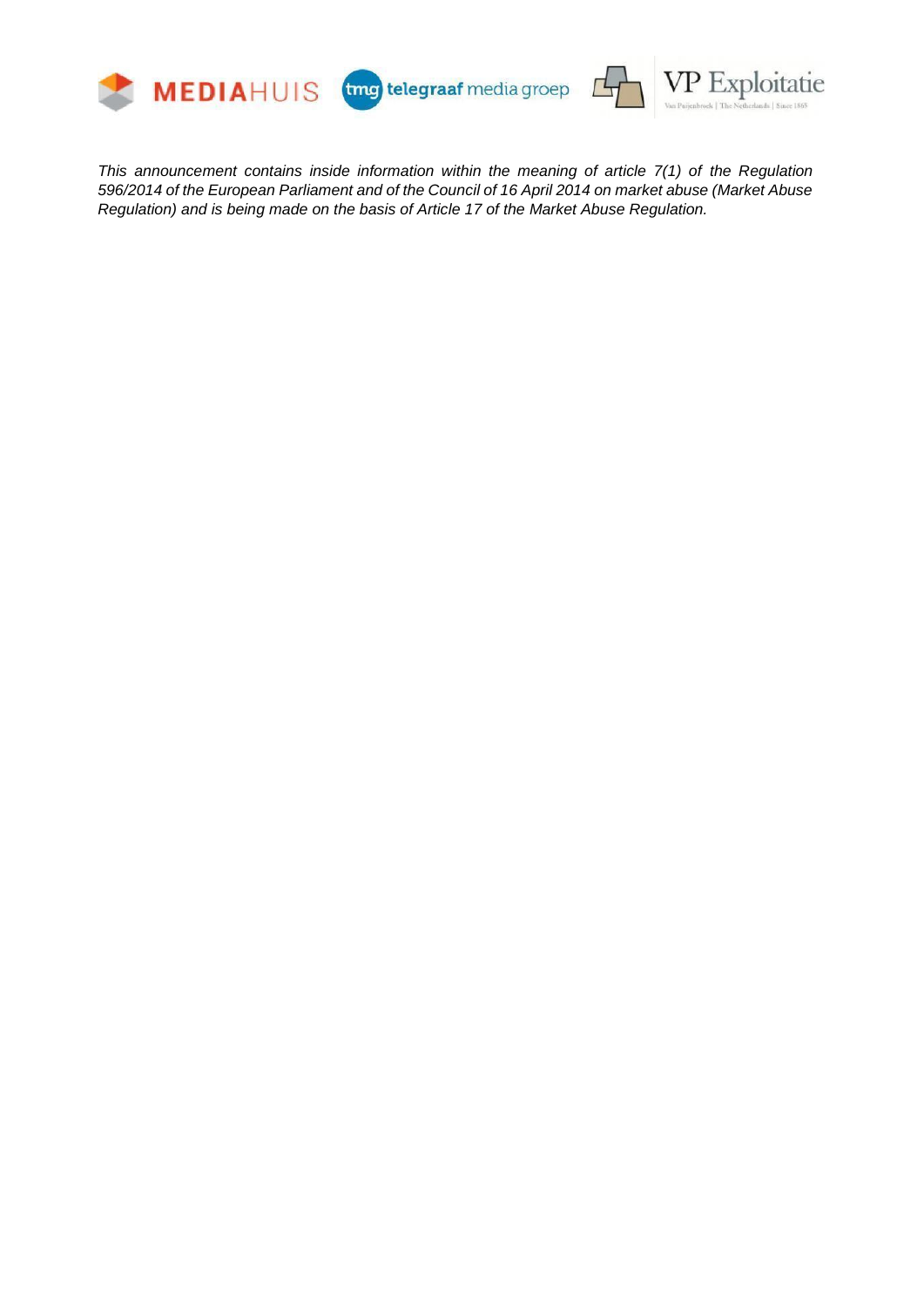*This announcement contains inside information within the meaning of article 7(1) of the Regulation 596/2014 of the European Parliament and of the Council of 16 April 2014 on market abuse (Market Abuse Regulation) and is being made on the basis of Article 17 of the Market Abuse Regulation.*